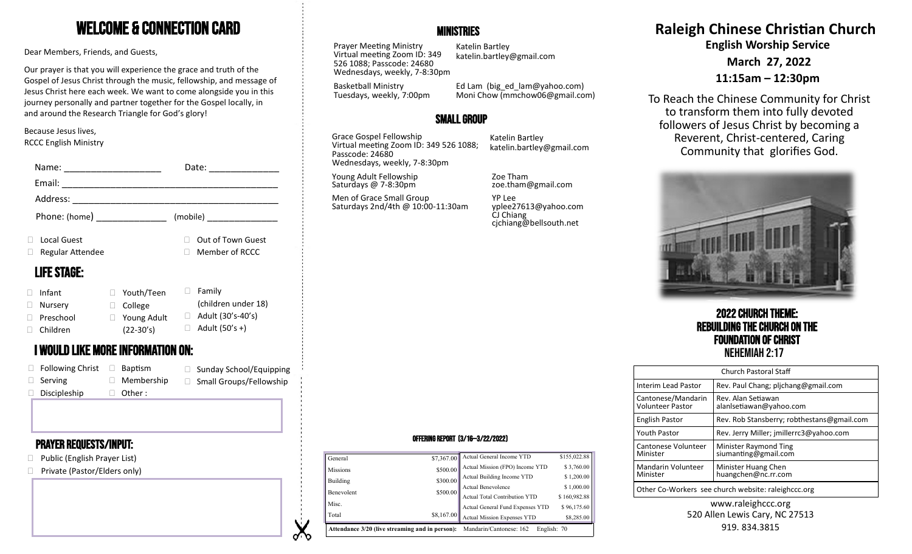# WELCOME & CONNECTION CARD

Dear Members, Friends, and Guests,

Our prayer is that you will experience the grace and truth of the Gospel of Jesus Christ through the music, fellowship, and message of Jesus Christ here each week. We want to come alongside you in this journey personally and partner together for the Gospel locally, in and around the Research Triangle for God's glory!

Because Jesus lives,
RCCC English Ministry

Name: ____________________ Date: ______________

Email: ____________________________________________

Address: __________________________________________

Phone: (home) ______________ (mobile) _______________

- Local Guest
- Out of Town Guest
- Regular Attendee
- Member of RCCC

## LIFE STAGE:

- Infant
- Youth/Teen
- Family (children under 18)
- Nursery
- College
- Preschool
- Young Adult (22-30's)
- Adult (30's-40's)
- Children
- Adult (50's +)

## I WOULD LIKE MORE INFORMATION ON:

- Following Christ
- Baptism
- Sunday School/Equipping
- Serving
- Membership
- Small Groups/Fellowship
- Discipleship
- Other :

## PRAYER REQUESTS/INPUT:

- Public (English Prayer List)
- Private (Pastor/Elders only)

## MINISTRIES

| Ministry | Contact |
|---|---|
| Prayer Meeting Ministry<br>Virtual meeting Zoom ID: 349 526 1088; Passcode: 24680<br>Wednesdays, weekly, 7-8:30pm | Katelin Bartley<br>katelin.bartley@gmail.com |
| Basketball Ministry<br>Tuesdays, weekly, 7:00pm | Ed Lam (big_ed_lam@yahoo.com)<br>Moni Chow (mmchow06@gmail.com) |

## SMALL GROUP

| Group | Contact |
|---|---|
| Grace Gospel Fellowship<br>Virtual meeting Zoom ID: 349 526 1088; Passcode: 24680<br>Wednesdays, weekly, 7-8:30pm | Katelin Bartley<br>katelin.bartley@gmail.com |
| Young Adult Fellowship<br>Saturdays @ 7-8:30pm | Zoe Tham<br>zoe.tham@gmail.com |
| Men of Grace Small Group<br>Saturdays 2nd/4th @ 10:00-11:30am | YP Lee<br>yplee27613@yahoo.com<br>CJ Chiang<br>cjchiang@bellsouth.net |

### OFFERING REPORT (3/16–3/22/2022)

| | | | |
|---|---|---|---|
| General | $7,367.00 | Actual General Income YTD | $155,022.88 |
| Missions | $500.00 | Actual Mission (FPO) Income YTD | $ 3,760.00 |
| Building | $300.00 | Actual Building Income YTD | $ 1,200.00 |
| Benevolent | $500.00 | Actual Benevolence | $ 1,000.00 |
| Misc. | | Actual Total Contribution YTD | $ 160,982.88 |
| | | Actual General Fund Expenses YTD | $ 96,175.60 |
| Total | $8,167.00 | Actual Mission Expenses YTD | $8,285.00 |

**Attendance 3/20 (live streaming and in person):** Mandarin/Cantonese: 162 English: 70

# Raleigh Chinese Christian Church

**English Worship Service**

**March 27, 2022**

**11:15am – 12:30pm**

To Reach the Chinese Community for Christ to transform them into fully devoted followers of Jesus Christ by becoming a Reverent, Christ-centered, Caring Community that glorifies God.

## 2022 CHURCH THEME: REBUILDING THE CHURCH ON THE FOUNDATION OF CHRIST NEHEMIAH 2:17

| Church Pastoral Staff | |
|---|---|
| Interim Lead Pastor | Rev. Paul Chang; pljchang@gmail.com |
| Cantonese/Mandarin Volunteer Pastor | Rev. Alan Setiawan<br>alanlsetiawan@yahoo.com |
| English Pastor | Rev. Rob Stansberry; robthestans@gmail.com |
| Youth Pastor | Rev. Jerry Miller; jmillerrc3@yahoo.com |
| Cantonese Volunteer Minister | Minister Raymond Ting<br>siumanting@gmail.com |
| Mandarin Volunteer Minister | Minister Huang Chen<br>huangchen@nc.rr.com |
| Other Co-Workers see church website: raleighccc.org | |

www.raleighccc.org
520 Allen Lewis Cary, NC 27513
919. 834.3815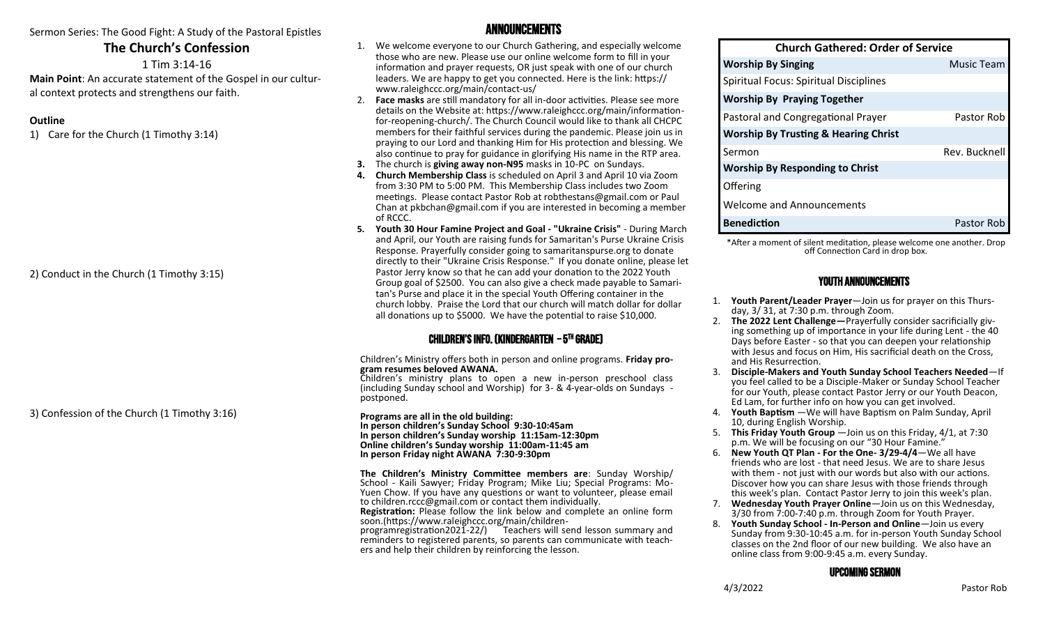Sermon Series: The Good Fight: A Study of the Pastoral Epistles

## The Church's Confession

1 Tim 3:14-16

**Main Point**: An accurate statement of the Gospel in our cultural context protects and strengthens our faith.

### Outline

1) Care for the Church (1 Timothy 3:14)

2) Conduct in the Church (1 Timothy 3:15)

3) Confession of the Church (1 Timothy 3:16)

## ANNOUNCEMENTS

1. We welcome everyone to our Church Gathering, and especially welcome those who are new. Please use our online welcome form to fill in your information and prayer requests, OR just speak with one of our church leaders. We are happy to get you connected. Here is the link: https://www.raleighccc.org/main/contact-us/
2. **Face masks** are still mandatory for all in-door activities. Please see more details on the Website at: https://www.raleighccc.org/main/information-for-reopening-church/. The Church Council would like to thank all CHCPC members for their faithful services during the pandemic. Please join us in praying to our Lord and thanking Him for His protection and blessing. We also continue to pray for guidance in glorifying His name in the RTP area.
3. The church is **giving away non-N95** masks in 10-PC on Sundays.
4. **Church Membership Class** is scheduled on April 3 and April 10 via Zoom from 3:30 PM to 5:00 PM. This Membership Class includes two Zoom meetings. Please contact Pastor Rob at robthestans@gmail.com or Paul Chan at pkbchan@gmail.com if you are interested in becoming a member of RCCC.
5. **Youth 30 Hour Famine Project and Goal - "Ukraine Crisis"** - During March and April, our Youth are raising funds for Samaritan's Purse Ukraine Crisis Response. Prayerfully consider going to samaritanspurse.org to donate directly to their "Ukraine Crisis Response." If you donate online, please let Pastor Jerry know so that he can add your donation to the 2022 Youth Group goal of $2500. You can also give a check made payable to Samaritan's Purse and place it in the special Youth Offering container in the church lobby. Praise the Lord that our church will match dollar for dollar all donations up to $5000. We have the potential to raise $10,000.

## CHILDREN'S INFO. (KINDERGARTEN – 5TH GRADE)

Children's Ministry offers both in person and online programs. **Friday program resumes beloved AWANA.**
Children's ministry plans to open a new in-person preschool class (including Sunday school and Worship) for 3- & 4-year-olds on Sundays - postponed.

**Programs are all in the old building:**
**In person children's Sunday School 9:30-10:45am**
**In person children's Sunday worship 11:15am-12:30pm**
**Online children's Sunday worship 11:00am-11:45 am**
**In person Friday night AWANA 7:30-9:30pm**

**The Children's Ministry Committee members are**: Sunday Worship/School - Kaili Sawyer; Friday Program; Mike Liu; Special Programs: Mo-Yuen Chow. If you have any questions or want to volunteer, please email to children.rccc@gmail.com or contact them individually.
**Registration:** Please follow the link below and complete an online form soon.(https://www.raleighccc.org/main/children-programregistration2021-22/) Teachers will send lesson summary and reminders to registered parents, so parents can communicate with teachers and help their children by reinforcing the lesson.

| Church Gathered: Order of Service | |
|---|---|
| **Worship By Singing** | Music Team |
| Spiritual Focus: Spiritual Disciplines | |
| **Worship By Praying Together** | |
| Pastoral and Congregational Prayer | Pastor Rob |
| **Worship By Trusting & Hearing Christ** | |
| Sermon | Rev. Bucknell |
| **Worship By Responding to Christ** | |
| Offering | |
| Welcome and Announcements | |
| **Benediction** | Pastor Rob |

*After a moment of silent meditation, please welcome one another. Drop off Connection Card in drop box.

## YOUTH ANNOUNCEMENTS

1. **Youth Parent/Leader Prayer**—Join us for prayer on this Thursday, 3/ 31, at 7:30 p.m. through Zoom.
2. **The 2022 Lent Challenge—**Prayerfully consider sacrificially giving something up of importance in your life during Lent - the 40 Days before Easter - so that you can deepen your relationship with Jesus and focus on Him, His sacrificial death on the Cross, and His Resurrection.
3. **Disciple-Makers and Youth Sunday School Teachers Needed**—If you feel called to be a Disciple-Maker or Sunday School Teacher for our Youth, please contact Pastor Jerry or our Youth Deacon, Ed Lam, for further info on how you can get involved.
4. **Youth Baptism** —We will have Baptism on Palm Sunday, April 10, during English Worship.
5. **This Friday Youth Group** —Join us on this Friday, 4/1, at 7:30 p.m. We will be focusing on our "30 Hour Famine."
6. **New Youth QT Plan - For the One- 3/29-4/4**—We all have friends who are lost - that need Jesus. We are to share Jesus with them - not just with our words but also with our actions. Discover how you can share Jesus with those friends through this week's plan. Contact Pastor Jerry to join this week's plan.
7. **Wednesday Youth Prayer Online**—Join us on this Wednesday, 3/30 from 7:00-7:40 p.m. through Zoom for Youth Prayer.
8. **Youth Sunday School - In-Person and Online**—Join us every Sunday from 9:30-10:45 a.m. for in-person Youth Sunday School classes on the 2nd floor of our new building. We also have an online class from 9:00-9:45 a.m. every Sunday.

## UPCOMING SERMON

4/3/2022 Pastor Rob